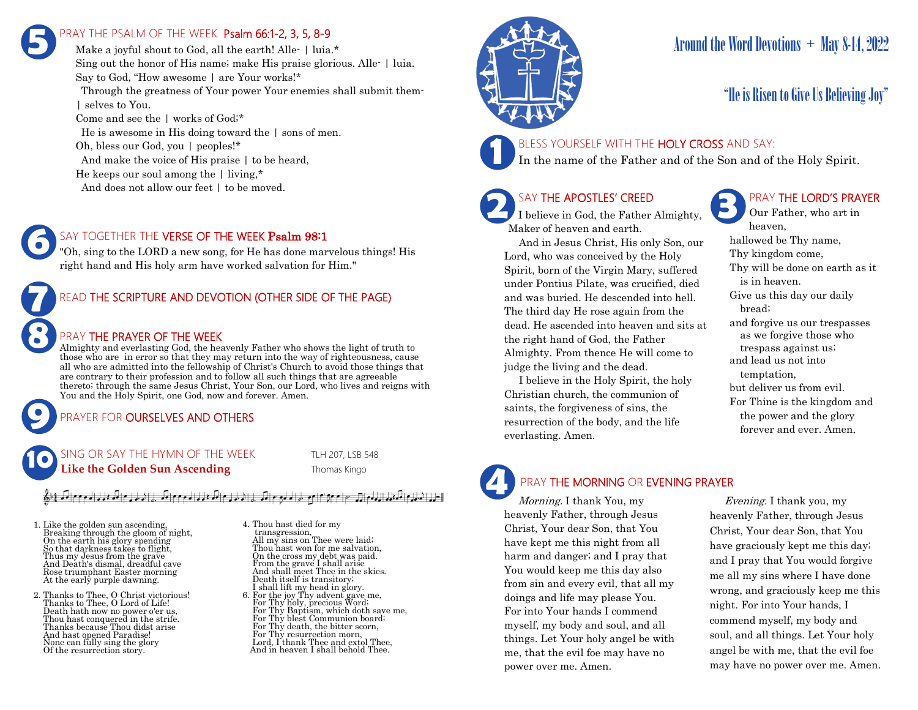# Around the Word Devotions + May 8-14, 2022

## "He is Risen to Give Us Believing Joy"

### 1 BLESS YOURSELF WITH THE HOLY CROSS AND SAY:

In the name of the Father and of the Son and of the Holy Spirit.

### 2 SAY THE APOSTLES' CREED

I believe in God, the Father Almighty, Maker of heaven and earth.

And in Jesus Christ, His only Son, our Lord, who was conceived by the Holy Spirit, born of the Virgin Mary, suffered under Pontius Pilate, was crucified, died and was buried. He descended into hell. The third day He rose again from the dead. He ascended into heaven and sits at the right hand of God, the Father Almighty. From thence He will come to judge the living and the dead.

I believe in the Holy Spirit, the holy Christian church, the communion of saints, the forgiveness of sins, the resurrection of the body, and the life everlasting. Amen.

### 3 PRAY THE LORD'S PRAYER

Our Father, who art in heaven,
hallowed be Thy name,
Thy kingdom come,
Thy will be done on earth as it is in heaven.
Give us this day our daily bread;
and forgive us our trespasses as we forgive those who trespass against us;
and lead us not into temptation,
but deliver us from evil.
For Thine is the kingdom and the power and the glory forever and ever. Amen.

### 4 PRAY THE MORNING OR EVENING PRAYER

*Morning.* I thank You, my heavenly Father, through Jesus Christ, Your dear Son, that You have kept me this night from all harm and danger; and I pray that You would keep me this day also from sin and every evil, that all my doings and life may please You. For into Your hands I commend myself, my body and soul, and all things. Let Your holy angel be with me, that the evil foe may have no power over me. Amen.

*Evening.* I thank you, my heavenly Father, through Jesus Christ, Your dear Son, that You have graciously kept me this day; and I pray that You would forgive me all my sins where I have done wrong, and graciously keep me this night. For into Your hands, I commend myself, my body and soul, and all things. Let Your holy angel be with me, that the evil foe may have no power over me. Amen.

### 5 PRAY THE PSALM OF THE WEEK Psalm 66:1-2, 3, 5, 8-9

Make a joyful shout to God, all the earth! Alle- | luia.*
Sing out the honor of His name; make His praise glorious. Alle- | luia.
Say to God, "How awesome | are Your works!*
Through the greatness of Your power Your enemies shall submit them- | selves to You.
Come and see the | works of God;*
He is awesome in His doing toward the | sons of men.
Oh, bless our God, you | peoples!*
And make the voice of His praise | to be heard,
He keeps our soul among the | living,*
And does not allow our feet | to be moved.

### 6 SAY TOGETHER THE VERSE OF THE WEEK Psalm 98:1

"Oh, sing to the LORD a new song, for He has done marvelous things! His right hand and His holy arm have worked salvation for Him."

### 7 READ THE SCRIPTURE AND DEVOTION (OTHER SIDE OF THE PAGE)

### 8 PRAY THE PRAYER OF THE WEEK

Almighty and everlasting God, the heavenly Father who shows the light of truth to those who are in error so that they may return into the way of righteousness, cause all who are admitted into the fellowship of Christ's Church to avoid those things that are contrary to their profession and to follow all such things that are agreeable thereto; through the same Jesus Christ, Your Son, our Lord, who lives and reigns with You and the Holy Spirit, one God, now and forever. Amen.

### 9 PRAYER FOR OURSELVES AND OTHERS

### 10 SING OR SAY THE HYMN OF THE WEEK

**Like the Golden Sun Ascending** — TLH 207, LSB 548 — Thomas Kingo

1. Like the golden sun ascending,
Breaking through the gloom of night,
On the earth his glory spending
So that darkness takes to flight,
Thus my Jesus from the grave
And Death's dismal, dreadful cave
Rose triumphant Easter morning
At the early purple dawning.

2. Thanks to Thee, O Christ victorious!
Thanks to Thee, O Lord of Life!
Death hath now no power o'er us,
Thou hast conquered in the strife.
Thanks because Thou didst arise
And hast opened Paradise!
None can fully sing the glory
Of the resurrection story.

4. Thou hast died for my transgression,
All my sins on Thee were laid;
Thou hast won for me salvation,
On the cross my debt was paid.
From the grave I shall arise
And shall meet Thee in the skies.
Death itself is transitory;
I shall lift my head in glory.

6. For the joy Thy advent gave me,
For Thy holy, precious Word;
For Thy Baptism, which doth save me,
For Thy blest Communion board;
For Thy death, the bitter scorn,
For Thy resurrection morn,
Lord, I thank Thee and extol Thee,
And in heaven I shall behold Thee.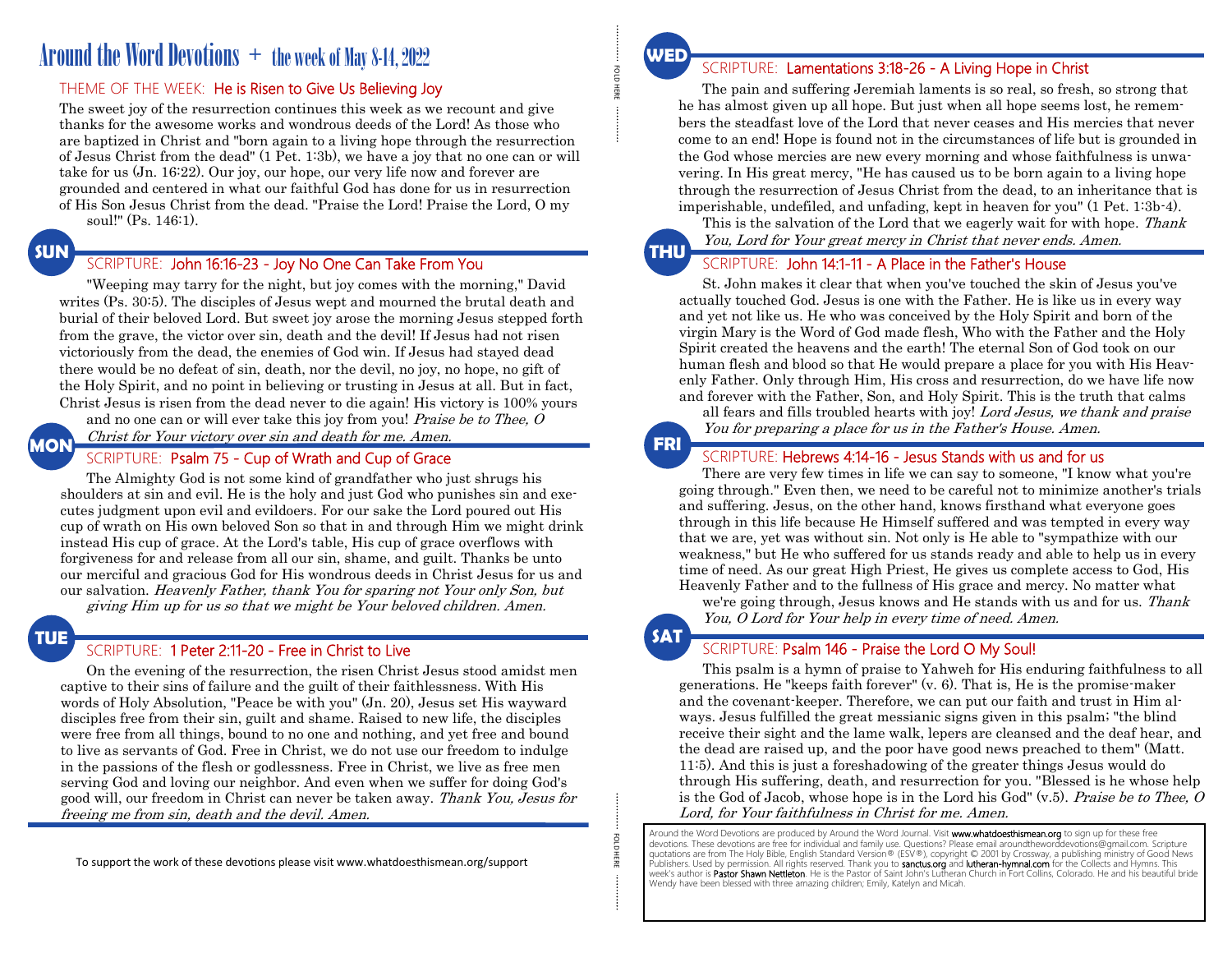# Around the Word Devotions + the week of May 8-14, 2022

## THEME OF THE WEEK: He is Risen to Give Us Believing Joy

The sweet joy of the resurrection continues this week as we recount and give thanks for the awesome works and wondrous deeds of the Lord! As those who are baptized in Christ and "born again to a living hope through the resurrection of Jesus Christ from the dead" (1 Pet. 1:3b), we have a joy that no one can or will take for us (Jn. 16:22). Our joy, our hope, our very life now and forever are grounded and centered in what our faithful God has done for us in resurrection of His Son Jesus Christ from the dead. "Praise the Lord! Praise the Lord, O my soul!" (Ps. 146:1).

### SUN

SCRIPTURE: John 16:16-23 - Joy No One Can Take From You

"Weeping may tarry for the night, but joy comes with the morning," David writes (Ps. 30:5). The disciples of Jesus wept and mourned the brutal death and burial of their beloved Lord. But sweet joy arose the morning Jesus stepped forth from the grave, the victor over sin, death and the devil! If Jesus had not risen victoriously from the dead, the enemies of God win. If Jesus had stayed dead there would be no defeat of sin, death, nor the devil, no joy, no hope, no gift of the Holy Spirit, and no point in believing or trusting in Jesus at all. But in fact, Christ Jesus is risen from the dead never to die again! His victory is 100% yours and no one can or will ever take this joy from you! *Praise be to Thee, O Christ for Your victory over sin and death for me. Amen.*

### MON

SCRIPTURE: Psalm 75 - Cup of Wrath and Cup of Grace

The Almighty God is not some kind of grandfather who just shrugs his shoulders at sin and evil. He is the holy and just God who punishes sin and executes judgment upon evil and evildoers. For our sake the Lord poured out His cup of wrath on His own beloved Son so that in and through Him we might drink instead His cup of grace. At the Lord's table, His cup of grace overflows with forgiveness for and release from all our sin, shame, and guilt. Thanks be unto our merciful and gracious God for His wondrous deeds in Christ Jesus for us and our salvation. *Heavenly Father, thank You for sparing not Your only Son, but giving Him up for us so that we might be Your beloved children. Amen.*

### TUE

SCRIPTURE: 1 Peter 2:11-20 - Free in Christ to Live

On the evening of the resurrection, the risen Christ Jesus stood amidst men captive to their sins of failure and the guilt of their faithlessness. With His words of Holy Absolution, "Peace be with you" (Jn. 20), Jesus set His wayward disciples free from their sin, guilt and shame. Raised to new life, the disciples were free from all things, bound to no one and nothing, and yet free and bound to live as servants of God. Free in Christ, we do not use our freedom to indulge in the passions of the flesh or godlessness. Free in Christ, we live as free men serving God and loving our neighbor. And even when we suffer for doing God's good will, our freedom in Christ can never be taken away. *Thank You, Jesus for freeing me from sin, death and the devil. Amen.*

To support the work of these devotions please visit www.whatdoesthismean.org/support

### WED

SCRIPTURE: Lamentations 3:18-26 - A Living Hope in Christ

The pain and suffering Jeremiah laments is so real, so fresh, so strong that he has almost given up all hope. But just when all hope seems lost, he remembers the steadfast love of the Lord that never ceases and His mercies that never come to an end! Hope is found not in the circumstances of life but is grounded in the God whose mercies are new every morning and whose faithfulness is unwavering. In His great mercy, "He has caused us to be born again to a living hope through the resurrection of Jesus Christ from the dead, to an inheritance that is imperishable, undefiled, and unfading, kept in heaven for you" (1 Pet. 1:3b-4). This is the salvation of the Lord that we eagerly wait for with hope. *Thank You, Lord for Your great mercy in Christ that never ends. Amen.*

### THU

SCRIPTURE: John 14:1-11 - A Place in the Father's House

St. John makes it clear that when you've touched the skin of Jesus you've actually touched God. Jesus is one with the Father. He is like us in every way and yet not like us. He who was conceived by the Holy Spirit and born of the virgin Mary is the Word of God made flesh, Who with the Father and the Holy Spirit created the heavens and the earth! The eternal Son of God took on our human flesh and blood so that He would prepare a place for you with His Heavenly Father. Only through Him, His cross and resurrection, do we have life now and forever with the Father, Son, and Holy Spirit. This is the truth that calms all fears and fills troubled hearts with joy! *Lord Jesus, we thank and praise You for preparing a place for us in the Father's House. Amen.*

### FRI

SCRIPTURE: Hebrews 4:14-16 - Jesus Stands with us and for us

There are very few times in life we can say to someone, "I know what you're going through." Even then, we need to be careful not to minimize another's trials and suffering. Jesus, on the other hand, knows firsthand what everyone goes through in this life because He Himself suffered and was tempted in every way that we are, yet was without sin. Not only is He able to "sympathize with our weakness," but He who suffered for us stands ready and able to help us in every time of need. As our great High Priest, He gives us complete access to God, His Heavenly Father and to the fullness of His grace and mercy. No matter what we're going through, Jesus knows and He stands with us and for us. *Thank You, O Lord for Your help in every time of need. Amen.*

### SAT

SCRIPTURE: Psalm 146 - Praise the Lord O My Soul!

This psalm is a hymn of praise to Yahweh for His enduring faithfulness to all generations. He "keeps faith forever" (v. 6). That is, He is the promise-maker and the covenant-keeper. Therefore, we can put our faith and trust in Him always. Jesus fulfilled the great messianic signs given in this psalm; "the blind receive their sight and the lame walk, lepers are cleansed and the deaf hear, and the dead are raised up, and the poor have good news preached to them" (Matt. 11:5). And this is just a foreshadowing of the greater things Jesus would do through His suffering, death, and resurrection for you. "Blessed is he whose help is the God of Jacob, whose hope is in the Lord his God" (v.5). *Praise be to Thee, O Lord, for Your faithfulness in Christ for me. Amen.*

Around the Word Devotions are produced by Around the Word Journal. Visit **www.whatdoesthismean.org** to sign up for these free devotions. These devotions are free for individual and family use. Questions? Please email aroundtheworddevotions@gmail.com. Scripture quotations are from The Holy Bible, English Standard Version® (ESV®), copyright © 2001 by Crossway, a publishing ministry of Good News Publishers. Used by permission. All rights reserved. Thank you to **sanctus.org** and **lutheran-hymnal.com** for the Collects and Hymns. This week's author is **Pastor Shawn Nettleton**. He is the Pastor of Saint John's Lutheran Church in Fort Collins, Colorado. He and his beautiful bride Wendy have been blessed with three amazing children; Emily, Katelyn and Micah.